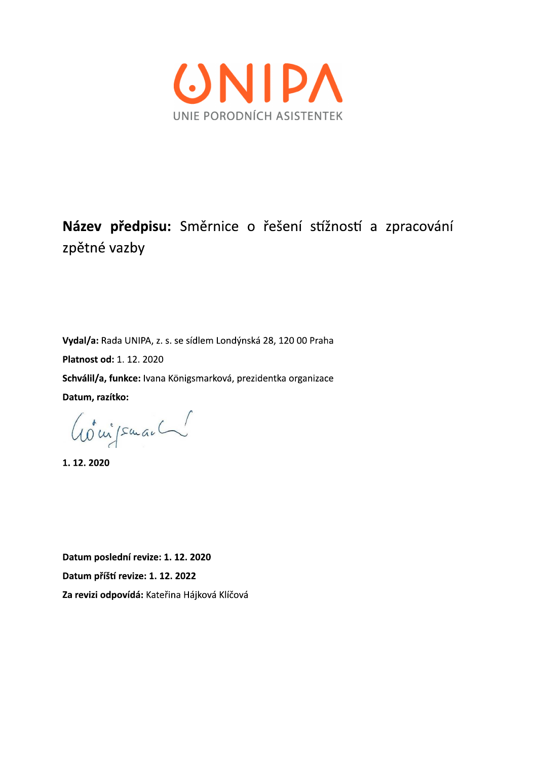UNIPA

UNIE PORODNÍCH ASISTENTEK

**Název předpisu:** Směrnice o řešení stížností a zpracování zpětné vazby

**Vydal/a:** Rada UNIPA, z. s. se sídlem Londýnská 28, 120 00 Praha

**Platnost od:** 1. 12. 2020

**Schválil/a, funkce:** Ivana Königsmarková, prezidentka organizace

**Datum, razítko:**

**1. 12. 2020**

**Datum poslední revize: 1. 12. 2020**

**Datum příští revize: 1. 12. 2022**

**Za revizi odpovídá:** Kateřina Hájková Klíčová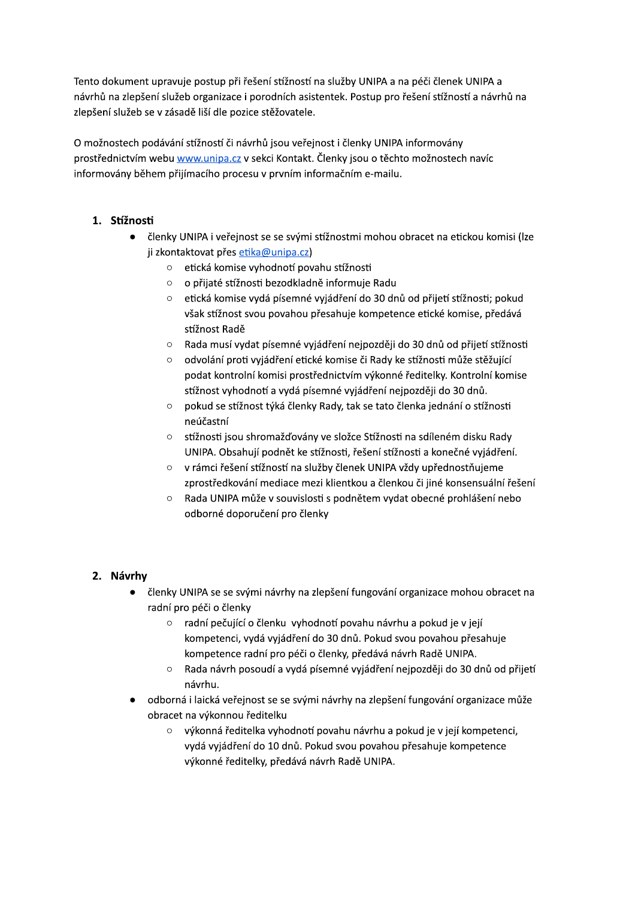Tento dokument upravuje postup při řešení stížností na služby UNIPA a na péči členek UNIPA a návrhů na zlepšení služeb organizace i porodních asistentek. Postup pro řešení stížností a návrhů na zlepšení služeb se v zásadě liší dle pozice stěžovatele.

O možnostech podávání stížností či návrhů jsou veřejnost i členky UNIPA informovány prostřednictvím webu [www.unipa.cz](http://www.unipa.cz) v sekci Kontakt. Členky jsou o těchto možnostech navíc informovány během přijímacího procesu v prvním informačním e-mailu.

## 1. Stížnosti

- členky UNIPA i veřejnost se se svými stížnostmi mohou obracet na etickou komisi (lze ji zkontaktovat přes [etika@unipa.cz](mailto:etika@unipa.cz))
  - etická komise vyhodnotí povahu stížnosti
  - o přijaté stížnosti bezodkladně informuje Radu
  - etická komise vydá písemné vyjádření do 30 dnů od přijetí stížnosti; pokud však stížnost svou povahou přesahuje kompetence etické komise, předává stížnost Radě
  - Rada musí vydat písemné vyjádření nejpozději do 30 dnů od přijetí stížnosti
  - odvolání proti vyjádření etické komise či Rady ke stížnosti může stěžující podat kontrolní komisi prostřednictvím výkonné ředitelky. Kontrolní komise stížnost vyhodnotí a vydá písemné vyjádření nejpozději do 30 dnů.
  - pokud se stížnost týká členky Rady, tak se tato členka jednání o stížnosti neúčastní
  - stížnosti jsou shromažďovány ve složce Stížnosti na sdíleném disku Rady UNIPA. Obsahují podnět ke stížnosti, řešení stížnosti a konečné vyjádření.
  - v rámci řešení stížností na služby členek UNIPA vždy upřednostňujeme zprostředkování mediace mezi klientkou a členkou či jiné konsensuální řešení
  - Rada UNIPA může v souvislosti s podnětem vydat obecné prohlášení nebo odborné doporučení pro členky

## 2. Návrhy

- členky UNIPA se se svými návrhy na zlepšení fungování organizace mohou obracet na radní pro péči o členky
  - radní pečující o členku vyhodnotí povahu návrhu a pokud je v její kompetenci, vydá vyjádření do 30 dnů. Pokud svou povahou přesahuje kompetence radní pro péči o členky, předává návrh Radě UNIPA.
  - Rada návrh posoudí a vydá písemné vyjádření nejpozději do 30 dnů od přijetí návrhu.
- odborná i laická veřejnost se se svými návrhy na zlepšení fungování organizace může obracet na výkonnou ředitelku
  - výkonná ředitelka vyhodnotí povahu návrhu a pokud je v její kompetenci, vydá vyjádření do 10 dnů. Pokud svou povahou přesahuje kompetence výkonné ředitelky, předává návrh Radě UNIPA.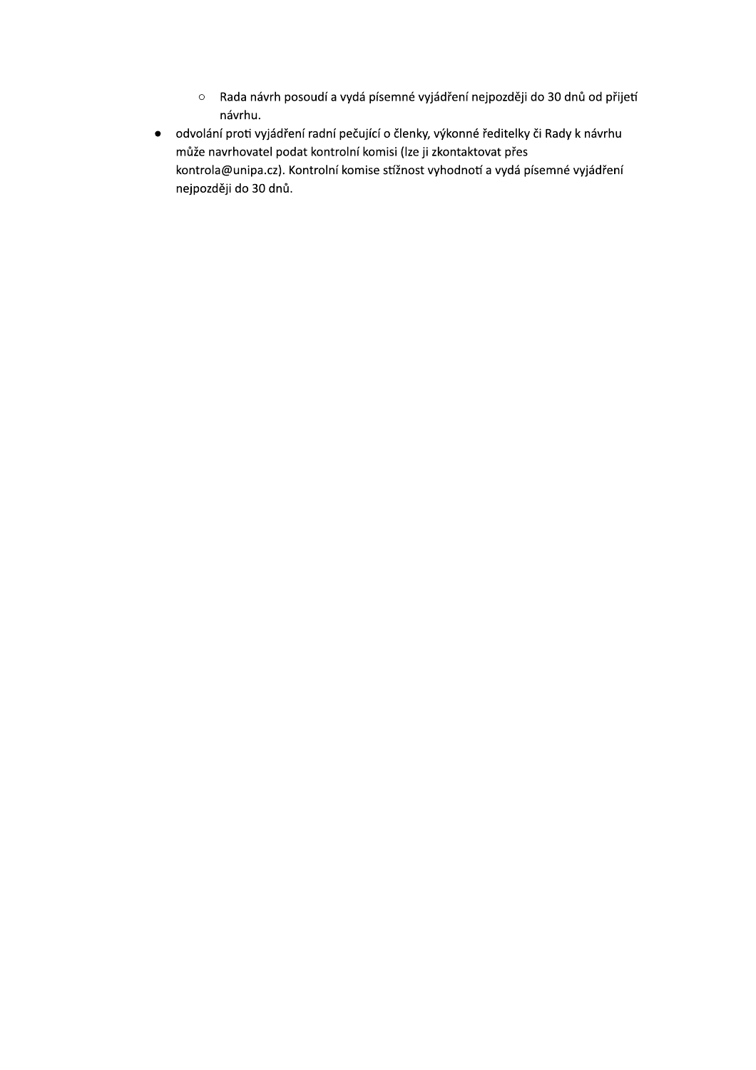- Rada návrh posoudí a vydá písemné vyjádření nejpozději do 30 dnů od přijetí návrhu.
- odvolání proti vyjádření radní pečující o členky, výkonné ředitelky či Rady k návrhu může navrhovatel podat kontrolní komisi (lze ji zkontaktovat přes kontrola@unipa.cz). Kontrolní komise stížnost vyhodnotí a vydá písemné vyjádření nejpozději do 30 dnů.